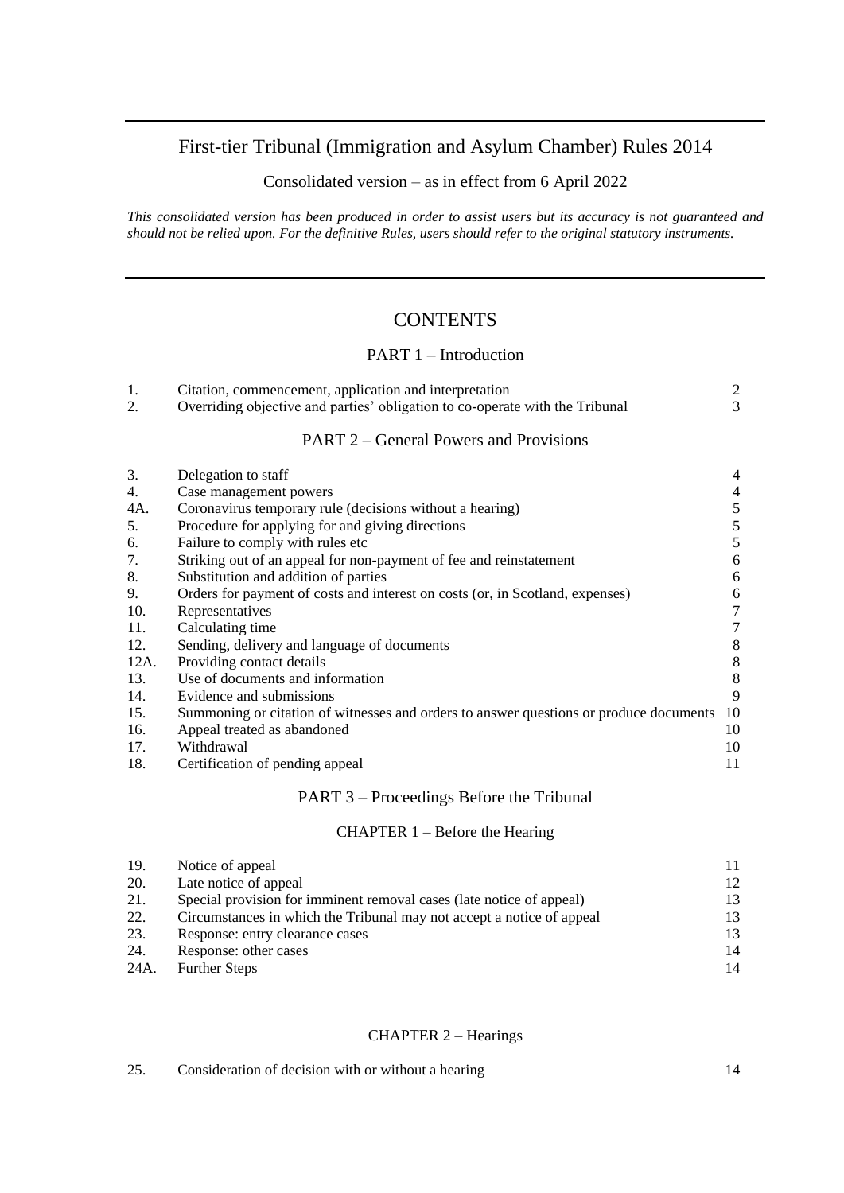# First-tier Tribunal (Immigration and Asylum Chamber) Rules 2014

Consolidated version – as in effect from 6 April 2022

*This consolidated version has been produced in order to assist users but its accuracy is not guaranteed and should not be relied upon. For the definitive Rules, users should refer to the original statutory instruments.*

## CONTENTS

### PART 1 – Introduction

| | | |
|---|---|---|
| 1. | Citation, commencement, application and interpretation | 2 |
| 2. | Overriding objective and parties' obligation to co-operate with the Tribunal | 3 |

### PART 2 – General Powers and Provisions

| | | |
|---|---|---|
| 3. | Delegation to staff | 4 |
| 4. | Case management powers | 4 |
| 4A. | Coronavirus temporary rule (decisions without a hearing) | 5 |
| 5. | Procedure for applying for and giving directions | 5 |
| 6. | Failure to comply with rules etc | 5 |
| 7. | Striking out of an appeal for non-payment of fee and reinstatement | 6 |
| 8. | Substitution and addition of parties | 6 |
| 9. | Orders for payment of costs and interest on costs (or, in Scotland, expenses) | 6 |
| 10. | Representatives | 7 |
| 11. | Calculating time | 7 |
| 12. | Sending, delivery and language of documents | 8 |
| 12A. | Providing contact details | 8 |
| 13. | Use of documents and information | 8 |
| 14. | Evidence and submissions | 9 |
| 15. | Summoning or citation of witnesses and orders to answer questions or produce documents | 10 |
| 16. | Appeal treated as abandoned | 10 |
| 17. | Withdrawal | 10 |
| 18. | Certification of pending appeal | 11 |

### PART 3 – Proceedings Before the Tribunal

#### CHAPTER 1 – Before the Hearing

| | | |
|---|---|---|
| 19. | Notice of appeal | 11 |
| 20. | Late notice of appeal | 12 |
| 21. | Special provision for imminent removal cases (late notice of appeal) | 13 |
| 22. | Circumstances in which the Tribunal may not accept a notice of appeal | 13 |
| 23. | Response: entry clearance cases | 13 |
| 24. | Response: other cases | 14 |
| 24A. | Further Steps | 14 |

#### CHAPTER 2 – Hearings

| | | |
|---|---|---|
| 25. | Consideration of decision with or without a hearing | 14 |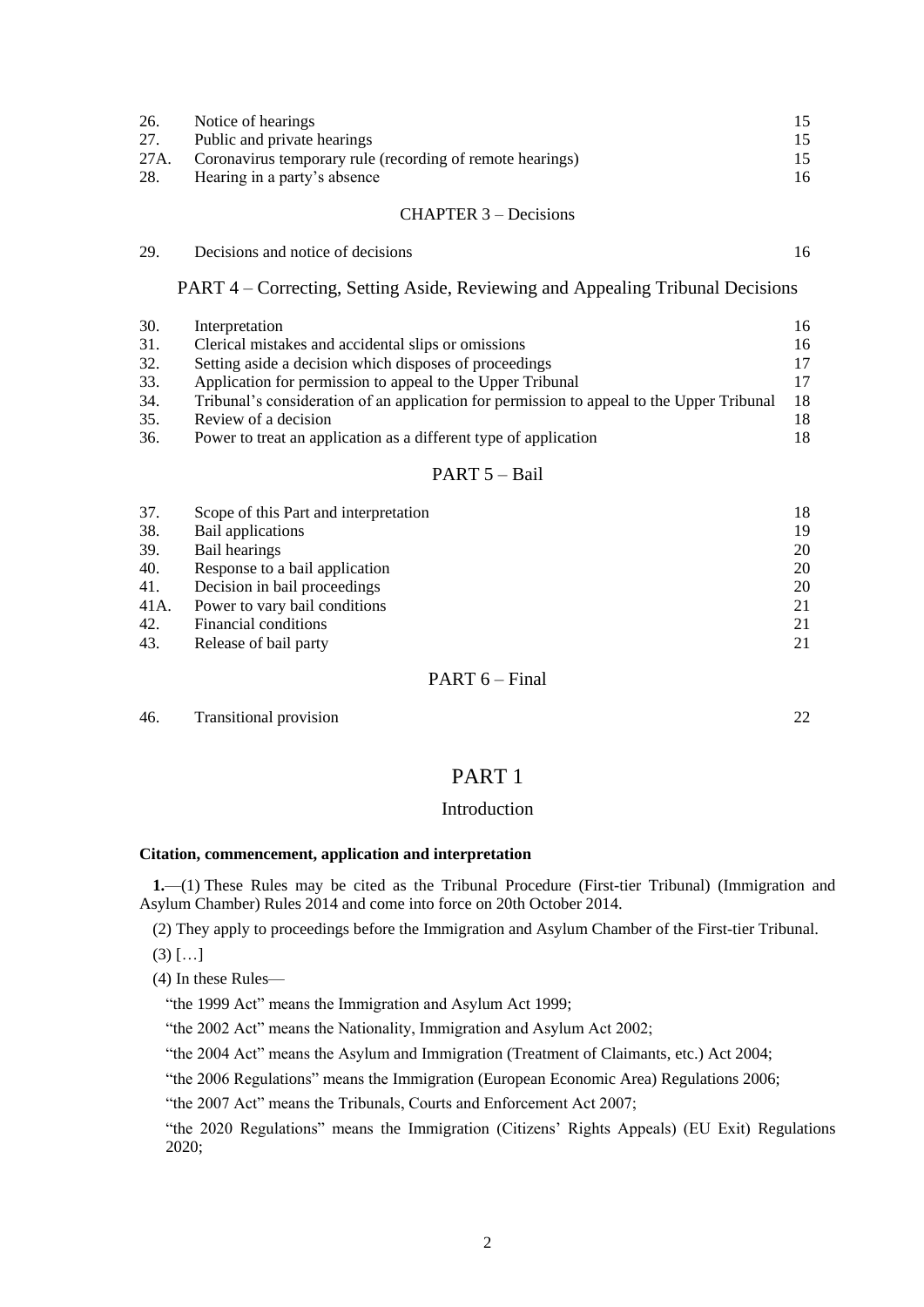| | | |
|---|---|---|
| 26. | Notice of hearings | 15 |
| 27. | Public and private hearings | 15 |
| 27A. | Coronavirus temporary rule (recording of remote hearings) | 15 |
| 28. | Hearing in a party's absence | 16 |

CHAPTER 3 – Decisions

| | | |
|---|---|---|
| 29. | Decisions and notice of decisions | 16 |

PART 4 – Correcting, Setting Aside, Reviewing and Appealing Tribunal Decisions

| | | |
|---|---|---|
| 30. | Interpretation | 16 |
| 31. | Clerical mistakes and accidental slips or omissions | 16 |
| 32. | Setting aside a decision which disposes of proceedings | 17 |
| 33. | Application for permission to appeal to the Upper Tribunal | 17 |
| 34. | Tribunal's consideration of an application for permission to appeal to the Upper Tribunal | 18 |
| 35. | Review of a decision | 18 |
| 36. | Power to treat an application as a different type of application | 18 |

PART 5 – Bail

| | | |
|---|---|---|
| 37. | Scope of this Part and interpretation | 18 |
| 38. | Bail applications | 19 |
| 39. | Bail hearings | 20 |
| 40. | Response to a bail application | 20 |
| 41. | Decision in bail proceedings | 20 |
| 41A. | Power to vary bail conditions | 21 |
| 42. | Financial conditions | 21 |
| 43. | Release of bail party | 21 |

PART 6 – Final

| | | |
|---|---|---|
| 46. | Transitional provision | 22 |

# PART 1

## Introduction

**Citation, commencement, application and interpretation**

**1.**—(1) These Rules may be cited as the Tribunal Procedure (First-tier Tribunal) (Immigration and Asylum Chamber) Rules 2014 and come into force on 20th October 2014.

(2) They apply to proceedings before the Immigration and Asylum Chamber of the First-tier Tribunal.

(3) […]

(4) In these Rules—

"the 1999 Act" means the Immigration and Asylum Act 1999;

"the 2002 Act" means the Nationality, Immigration and Asylum Act 2002;

"the 2004 Act" means the Asylum and Immigration (Treatment of Claimants, etc.) Act 2004;

"the 2006 Regulations" means the Immigration (European Economic Area) Regulations 2006;

"the 2007 Act" means the Tribunals, Courts and Enforcement Act 2007;

"the 2020 Regulations" means the Immigration (Citizens' Rights Appeals) (EU Exit) Regulations 2020;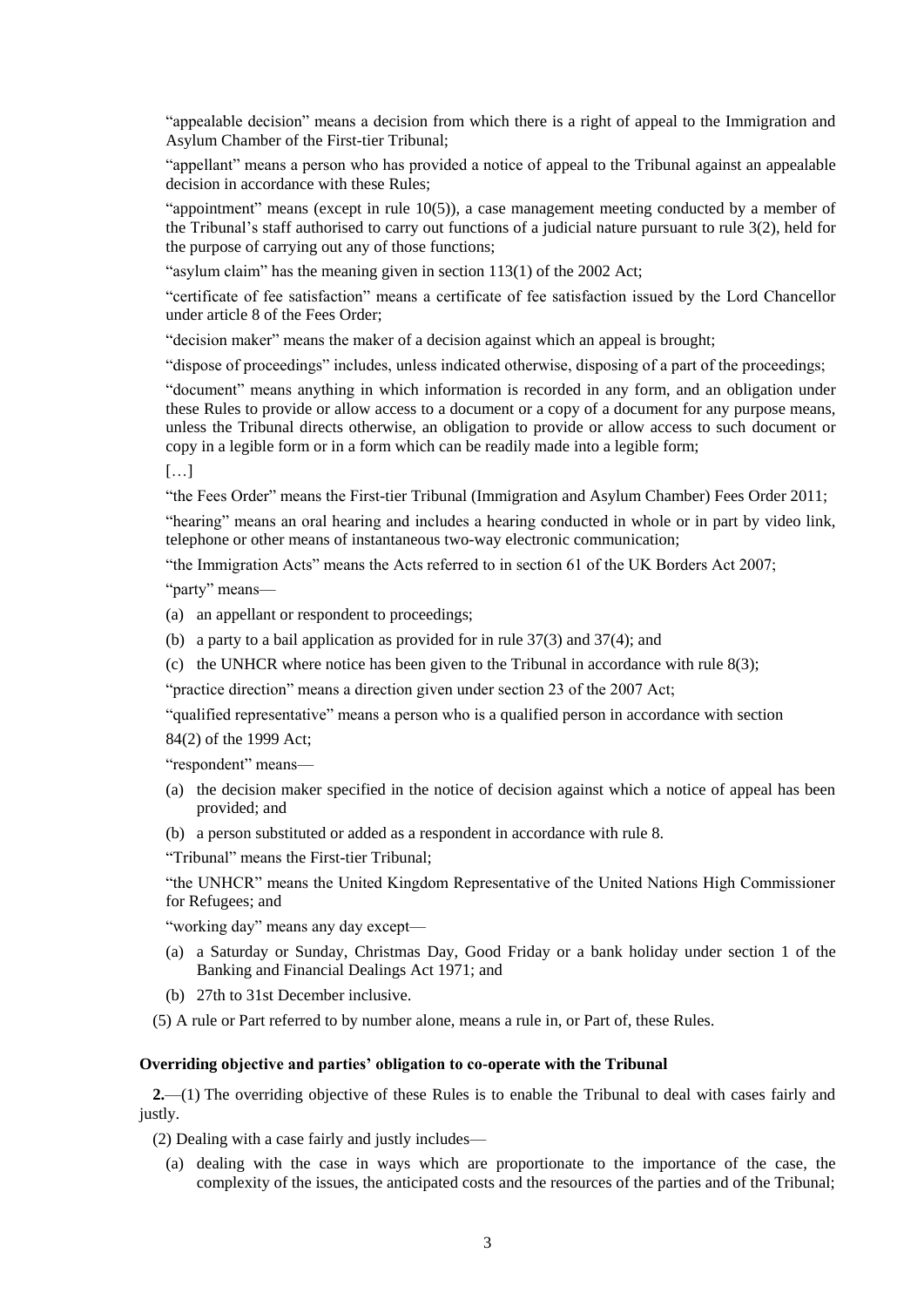"appealable decision" means a decision from which there is a right of appeal to the Immigration and Asylum Chamber of the First-tier Tribunal;

"appellant" means a person who has provided a notice of appeal to the Tribunal against an appealable decision in accordance with these Rules;

"appointment" means (except in rule 10(5)), a case management meeting conducted by a member of the Tribunal's staff authorised to carry out functions of a judicial nature pursuant to rule 3(2), held for the purpose of carrying out any of those functions;

"asylum claim" has the meaning given in section 113(1) of the 2002 Act;

"certificate of fee satisfaction" means a certificate of fee satisfaction issued by the Lord Chancellor under article 8 of the Fees Order;

"decision maker" means the maker of a decision against which an appeal is brought;

"dispose of proceedings" includes, unless indicated otherwise, disposing of a part of the proceedings;

"document" means anything in which information is recorded in any form, and an obligation under these Rules to provide or allow access to a document or a copy of a document for any purpose means, unless the Tribunal directs otherwise, an obligation to provide or allow access to such document or copy in a legible form or in a form which can be readily made into a legible form;

[…]

"the Fees Order" means the First-tier Tribunal (Immigration and Asylum Chamber) Fees Order 2011;

"hearing" means an oral hearing and includes a hearing conducted in whole or in part by video link, telephone or other means of instantaneous two-way electronic communication;

"the Immigration Acts" means the Acts referred to in section 61 of the UK Borders Act 2007;

"party" means—

(a) an appellant or respondent to proceedings;

(b) a party to a bail application as provided for in rule 37(3) and 37(4); and

(c) the UNHCR where notice has been given to the Tribunal in accordance with rule 8(3);

"practice direction" means a direction given under section 23 of the 2007 Act;

"qualified representative" means a person who is a qualified person in accordance with section 84(2) of the 1999 Act;

"respondent" means—

(a) the decision maker specified in the notice of decision against which a notice of appeal has been provided; and

(b) a person substituted or added as a respondent in accordance with rule 8.

"Tribunal" means the First-tier Tribunal;

"the UNHCR" means the United Kingdom Representative of the United Nations High Commissioner for Refugees; and

"working day" means any day except—

(a) a Saturday or Sunday, Christmas Day, Good Friday or a bank holiday under section 1 of the Banking and Financial Dealings Act 1971; and

(b) 27th to 31st December inclusive.

(5) A rule or Part referred to by number alone, means a rule in, or Part of, these Rules.

**Overriding objective and parties' obligation to co-operate with the Tribunal**

**2.**—(1) The overriding objective of these Rules is to enable the Tribunal to deal with cases fairly and justly.

(2) Dealing with a case fairly and justly includes—

(a) dealing with the case in ways which are proportionate to the importance of the case, the complexity of the issues, the anticipated costs and the resources of the parties and of the Tribunal;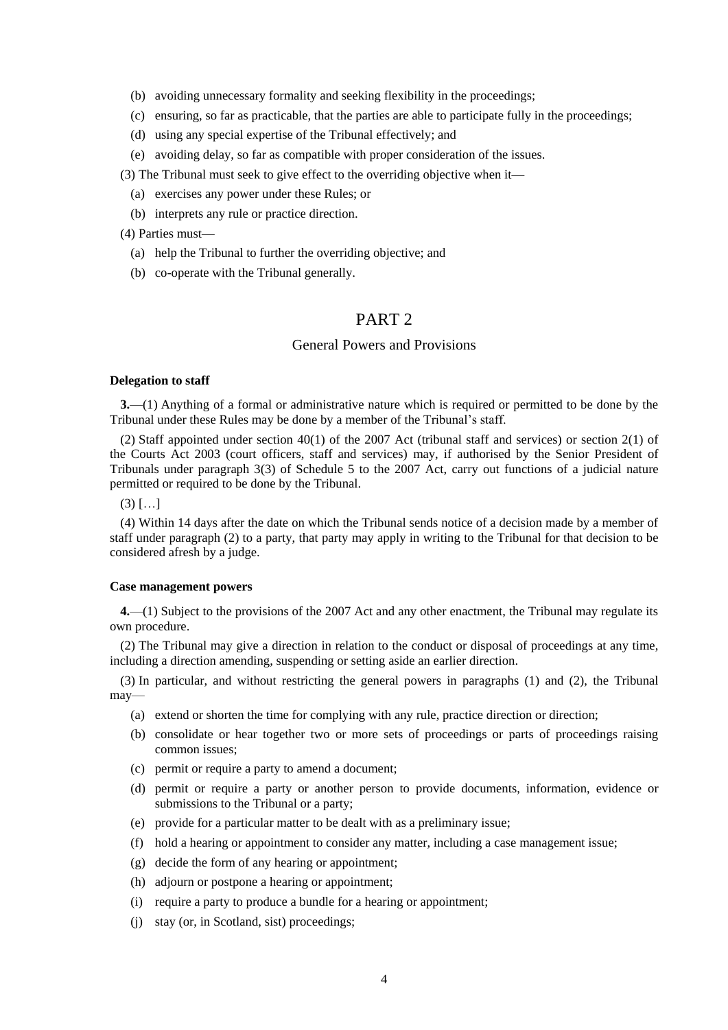(b) avoiding unnecessary formality and seeking flexibility in the proceedings;

(c) ensuring, so far as practicable, that the parties are able to participate fully in the proceedings;

(d) using any special expertise of the Tribunal effectively; and

(e) avoiding delay, so far as compatible with proper consideration of the issues.

(3) The Tribunal must seek to give effect to the overriding objective when it—

(a) exercises any power under these Rules; or

(b) interprets any rule or practice direction.

(4) Parties must—

(a) help the Tribunal to further the overriding objective; and

(b) co-operate with the Tribunal generally.

## PART 2

### General Powers and Provisions

**Delegation to staff**

**3.**—(1) Anything of a formal or administrative nature which is required or permitted to be done by the Tribunal under these Rules may be done by a member of the Tribunal's staff.

(2) Staff appointed under section 40(1) of the 2007 Act (tribunal staff and services) or section 2(1) of the Courts Act 2003 (court officers, staff and services) may, if authorised by the Senior President of Tribunals under paragraph 3(3) of Schedule 5 to the 2007 Act, carry out functions of a judicial nature permitted or required to be done by the Tribunal.

(3) […]

(4) Within 14 days after the date on which the Tribunal sends notice of a decision made by a member of staff under paragraph (2) to a party, that party may apply in writing to the Tribunal for that decision to be considered afresh by a judge.

**Case management powers**

**4.**—(1) Subject to the provisions of the 2007 Act and any other enactment, the Tribunal may regulate its own procedure.

(2) The Tribunal may give a direction in relation to the conduct or disposal of proceedings at any time, including a direction amending, suspending or setting aside an earlier direction.

(3) In particular, and without restricting the general powers in paragraphs (1) and (2), the Tribunal may—

(a) extend or shorten the time for complying with any rule, practice direction or direction;

(b) consolidate or hear together two or more sets of proceedings or parts of proceedings raising common issues;

(c) permit or require a party to amend a document;

(d) permit or require a party or another person to provide documents, information, evidence or submissions to the Tribunal or a party;

(e) provide for a particular matter to be dealt with as a preliminary issue;

(f) hold a hearing or appointment to consider any matter, including a case management issue;

(g) decide the form of any hearing or appointment;

(h) adjourn or postpone a hearing or appointment;

(i) require a party to produce a bundle for a hearing or appointment;

(j) stay (or, in Scotland, sist) proceedings;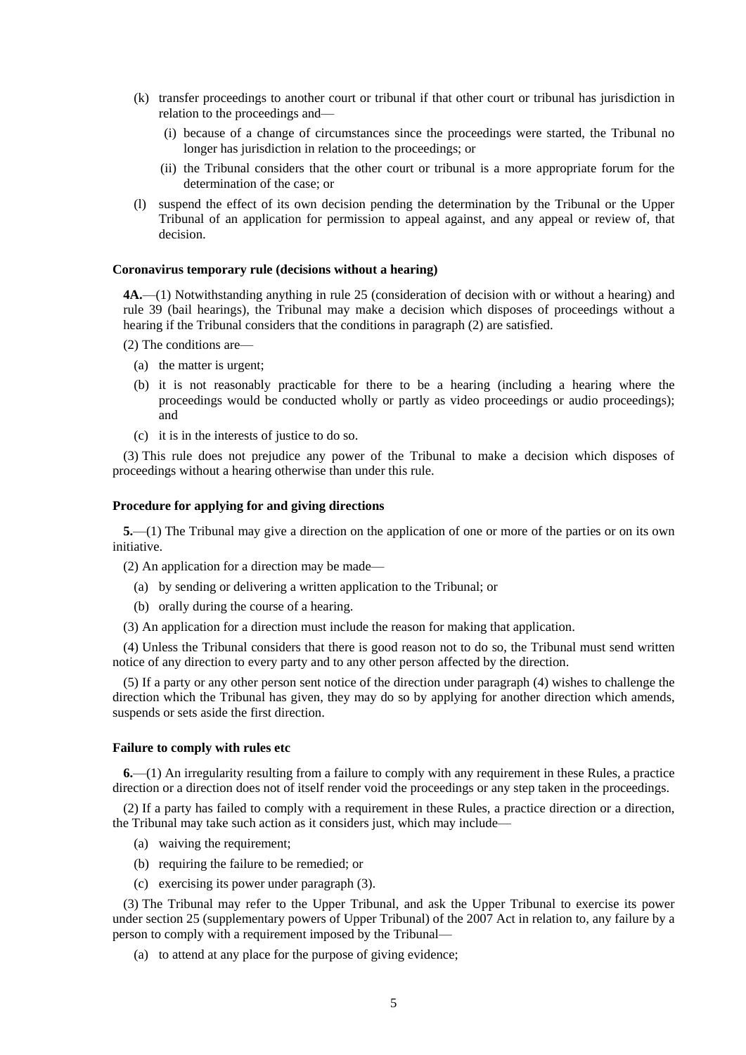(k) transfer proceedings to another court or tribunal if that other court or tribunal has jurisdiction in relation to the proceedings and—

  (i) because of a change of circumstances since the proceedings were started, the Tribunal no longer has jurisdiction in relation to the proceedings; or

  (ii) the Tribunal considers that the other court or tribunal is a more appropriate forum for the determination of the case; or

(l) suspend the effect of its own decision pending the determination by the Tribunal or the Upper Tribunal of an application for permission to appeal against, and any appeal or review of, that decision.

**Coronavirus temporary rule (decisions without a hearing)**

**4A.**—(1) Notwithstanding anything in rule 25 (consideration of decision with or without a hearing) and rule 39 (bail hearings), the Tribunal may make a decision which disposes of proceedings without a hearing if the Tribunal considers that the conditions in paragraph (2) are satisfied.

(2) The conditions are—

(a) the matter is urgent;

(b) it is not reasonably practicable for there to be a hearing (including a hearing where the proceedings would be conducted wholly or partly as video proceedings or audio proceedings); and

(c) it is in the interests of justice to do so.

(3) This rule does not prejudice any power of the Tribunal to make a decision which disposes of proceedings without a hearing otherwise than under this rule.

**Procedure for applying for and giving directions**

**5.**—(1) The Tribunal may give a direction on the application of one or more of the parties or on its own initiative.

(2) An application for a direction may be made—

(a) by sending or delivering a written application to the Tribunal; or

(b) orally during the course of a hearing.

(3) An application for a direction must include the reason for making that application.

(4) Unless the Tribunal considers that there is good reason not to do so, the Tribunal must send written notice of any direction to every party and to any other person affected by the direction.

(5) If a party or any other person sent notice of the direction under paragraph (4) wishes to challenge the direction which the Tribunal has given, they may do so by applying for another direction which amends, suspends or sets aside the first direction.

**Failure to comply with rules etc**

**6.**—(1) An irregularity resulting from a failure to comply with any requirement in these Rules, a practice direction or a direction does not of itself render void the proceedings or any step taken in the proceedings.

(2) If a party has failed to comply with a requirement in these Rules, a practice direction or a direction, the Tribunal may take such action as it considers just, which may include—

(a) waiving the requirement;

(b) requiring the failure to be remedied; or

(c) exercising its power under paragraph (3).

(3) The Tribunal may refer to the Upper Tribunal, and ask the Upper Tribunal to exercise its power under section 25 (supplementary powers of Upper Tribunal) of the 2007 Act in relation to, any failure by a person to comply with a requirement imposed by the Tribunal—

(a) to attend at any place for the purpose of giving evidence;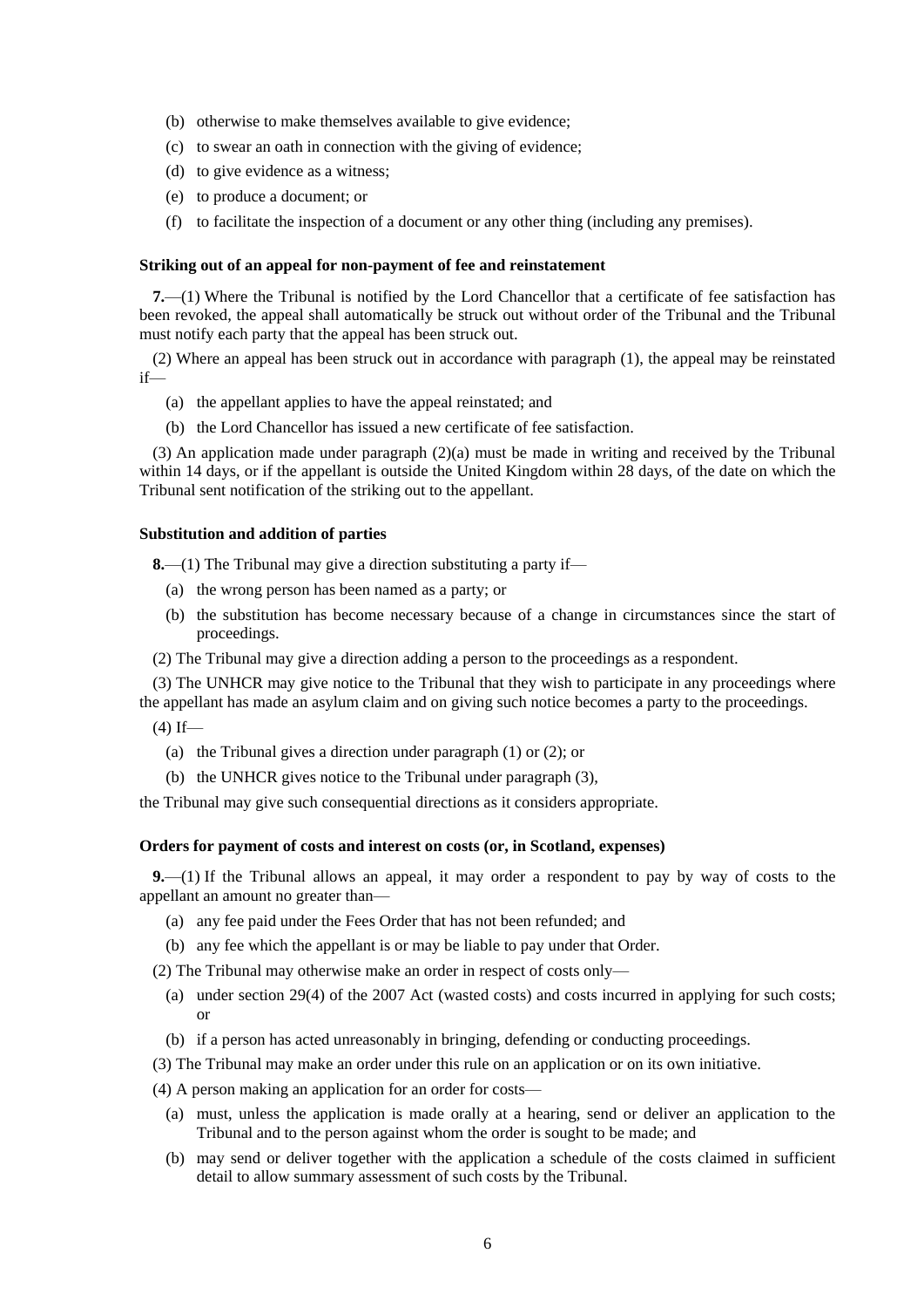(b) otherwise to make themselves available to give evidence;

(c) to swear an oath in connection with the giving of evidence;

(d) to give evidence as a witness;

(e) to produce a document; or

(f) to facilitate the inspection of a document or any other thing (including any premises).

**Striking out of an appeal for non-payment of fee and reinstatement**

**7.**—(1) Where the Tribunal is notified by the Lord Chancellor that a certificate of fee satisfaction has been revoked, the appeal shall automatically be struck out without order of the Tribunal and the Tribunal must notify each party that the appeal has been struck out.

(2) Where an appeal has been struck out in accordance with paragraph (1), the appeal may be reinstated if—

(a) the appellant applies to have the appeal reinstated; and

(b) the Lord Chancellor has issued a new certificate of fee satisfaction.

(3) An application made under paragraph (2)(a) must be made in writing and received by the Tribunal within 14 days, or if the appellant is outside the United Kingdom within 28 days, of the date on which the Tribunal sent notification of the striking out to the appellant.

**Substitution and addition of parties**

**8.**—(1) The Tribunal may give a direction substituting a party if—

(a) the wrong person has been named as a party; or

(b) the substitution has become necessary because of a change in circumstances since the start of proceedings.

(2) The Tribunal may give a direction adding a person to the proceedings as a respondent.

(3) The UNHCR may give notice to the Tribunal that they wish to participate in any proceedings where the appellant has made an asylum claim and on giving such notice becomes a party to the proceedings.

(4) If—

(a) the Tribunal gives a direction under paragraph (1) or (2); or

(b) the UNHCR gives notice to the Tribunal under paragraph (3),

the Tribunal may give such consequential directions as it considers appropriate.

**Orders for payment of costs and interest on costs (or, in Scotland, expenses)**

**9.**—(1) If the Tribunal allows an appeal, it may order a respondent to pay by way of costs to the appellant an amount no greater than—

(a) any fee paid under the Fees Order that has not been refunded; and

(b) any fee which the appellant is or may be liable to pay under that Order.

(2) The Tribunal may otherwise make an order in respect of costs only—

(a) under section 29(4) of the 2007 Act (wasted costs) and costs incurred in applying for such costs; or

(b) if a person has acted unreasonably in bringing, defending or conducting proceedings.

(3) The Tribunal may make an order under this rule on an application or on its own initiative.

(4) A person making an application for an order for costs—

(a) must, unless the application is made orally at a hearing, send or deliver an application to the Tribunal and to the person against whom the order is sought to be made; and

(b) may send or deliver together with the application a schedule of the costs claimed in sufficient detail to allow summary assessment of such costs by the Tribunal.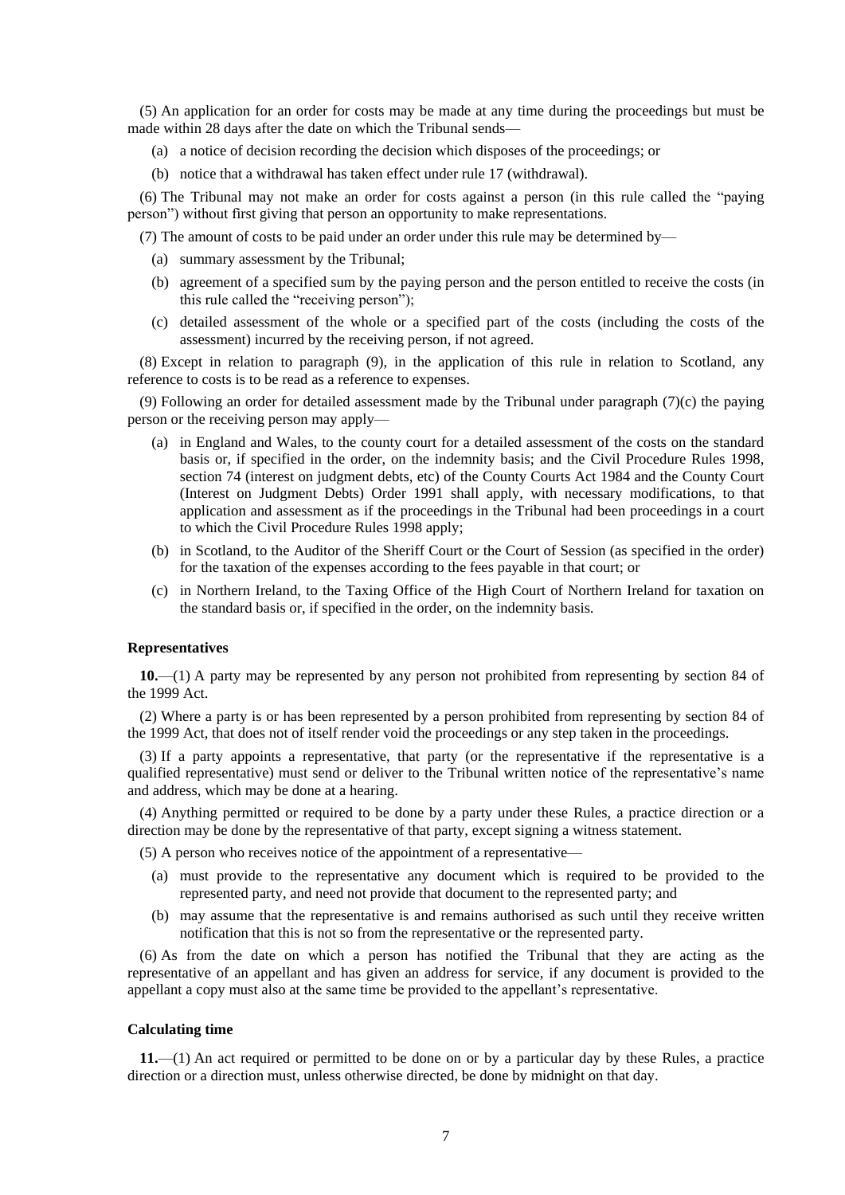(5) An application for an order for costs may be made at any time during the proceedings but must be made within 28 days after the date on which the Tribunal sends—

(a) a notice of decision recording the decision which disposes of the proceedings; or

(b) notice that a withdrawal has taken effect under rule 17 (withdrawal).

(6) The Tribunal may not make an order for costs against a person (in this rule called the "paying person") without first giving that person an opportunity to make representations.

(7) The amount of costs to be paid under an order under this rule may be determined by—

(a) summary assessment by the Tribunal;

(b) agreement of a specified sum by the paying person and the person entitled to receive the costs (in this rule called the "receiving person");

(c) detailed assessment of the whole or a specified part of the costs (including the costs of the assessment) incurred by the receiving person, if not agreed.

(8) Except in relation to paragraph (9), in the application of this rule in relation to Scotland, any reference to costs is to be read as a reference to expenses.

(9) Following an order for detailed assessment made by the Tribunal under paragraph (7)(c) the paying person or the receiving person may apply—

(a) in England and Wales, to the county court for a detailed assessment of the costs on the standard basis or, if specified in the order, on the indemnity basis; and the Civil Procedure Rules 1998, section 74 (interest on judgment debts, etc) of the County Courts Act 1984 and the County Court (Interest on Judgment Debts) Order 1991 shall apply, with necessary modifications, to that application and assessment as if the proceedings in the Tribunal had been proceedings in a court to which the Civil Procedure Rules 1998 apply;

(b) in Scotland, to the Auditor of the Sheriff Court or the Court of Session (as specified in the order) for the taxation of the expenses according to the fees payable in that court; or

(c) in Northern Ireland, to the Taxing Office of the High Court of Northern Ireland for taxation on the standard basis or, if specified in the order, on the indemnity basis.

#### Representatives

**10.**—(1) A party may be represented by any person not prohibited from representing by section 84 of the 1999 Act.

(2) Where a party is or has been represented by a person prohibited from representing by section 84 of the 1999 Act, that does not of itself render void the proceedings or any step taken in the proceedings.

(3) If a party appoints a representative, that party (or the representative if the representative is a qualified representative) must send or deliver to the Tribunal written notice of the representative's name and address, which may be done at a hearing.

(4) Anything permitted or required to be done by a party under these Rules, a practice direction or a direction may be done by the representative of that party, except signing a witness statement.

(5) A person who receives notice of the appointment of a representative—

(a) must provide to the representative any document which is required to be provided to the represented party, and need not provide that document to the represented party; and

(b) may assume that the representative is and remains authorised as such until they receive written notification that this is not so from the representative or the represented party.

(6) As from the date on which a person has notified the Tribunal that they are acting as the representative of an appellant and has given an address for service, if any document is provided to the appellant a copy must also at the same time be provided to the appellant's representative.

#### Calculating time

**11.**—(1) An act required or permitted to be done on or by a particular day by these Rules, a practice direction or a direction must, unless otherwise directed, be done by midnight on that day.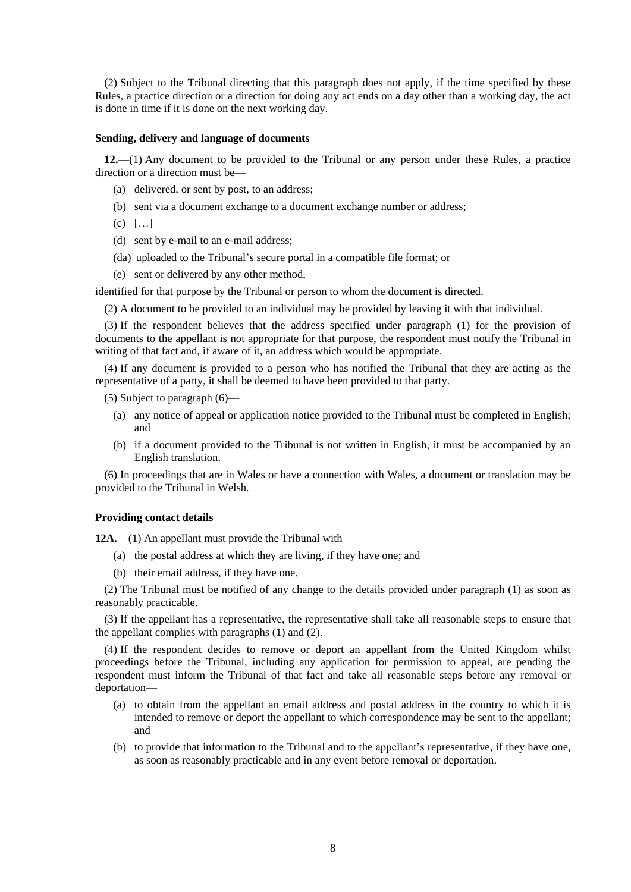(2) Subject to the Tribunal directing that this paragraph does not apply, if the time specified by these Rules, a practice direction or a direction for doing any act ends on a day other than a working day, the act is done in time if it is done on the next working day.

### Sending, delivery and language of documents

**12.**—(1) Any document to be provided to the Tribunal or any person under these Rules, a practice direction or a direction must be—

(a) delivered, or sent by post, to an address;

(b) sent via a document exchange to a document exchange number or address;

(c) […]

(d) sent by e-mail to an e-mail address;

(da) uploaded to the Tribunal's secure portal in a compatible file format; or

(e) sent or delivered by any other method,

identified for that purpose by the Tribunal or person to whom the document is directed.

(2) A document to be provided to an individual may be provided by leaving it with that individual.

(3) If the respondent believes that the address specified under paragraph (1) for the provision of documents to the appellant is not appropriate for that purpose, the respondent must notify the Tribunal in writing of that fact and, if aware of it, an address which would be appropriate.

(4) If any document is provided to a person who has notified the Tribunal that they are acting as the representative of a party, it shall be deemed to have been provided to that party.

(5) Subject to paragraph (6)—

(a) any notice of appeal or application notice provided to the Tribunal must be completed in English; and

(b) if a document provided to the Tribunal is not written in English, it must be accompanied by an English translation.

(6) In proceedings that are in Wales or have a connection with Wales, a document or translation may be provided to the Tribunal in Welsh.

### Providing contact details

**12A.**—(1) An appellant must provide the Tribunal with—

(a) the postal address at which they are living, if they have one; and

(b) their email address, if they have one.

(2) The Tribunal must be notified of any change to the details provided under paragraph (1) as soon as reasonably practicable.

(3) If the appellant has a representative, the representative shall take all reasonable steps to ensure that the appellant complies with paragraphs (1) and (2).

(4) If the respondent decides to remove or deport an appellant from the United Kingdom whilst proceedings before the Tribunal, including any application for permission to appeal, are pending the respondent must inform the Tribunal of that fact and take all reasonable steps before any removal or deportation—

(a) to obtain from the appellant an email address and postal address in the country to which it is intended to remove or deport the appellant to which correspondence may be sent to the appellant; and

(b) to provide that information to the Tribunal and to the appellant's representative, if they have one, as soon as reasonably practicable and in any event before removal or deportation.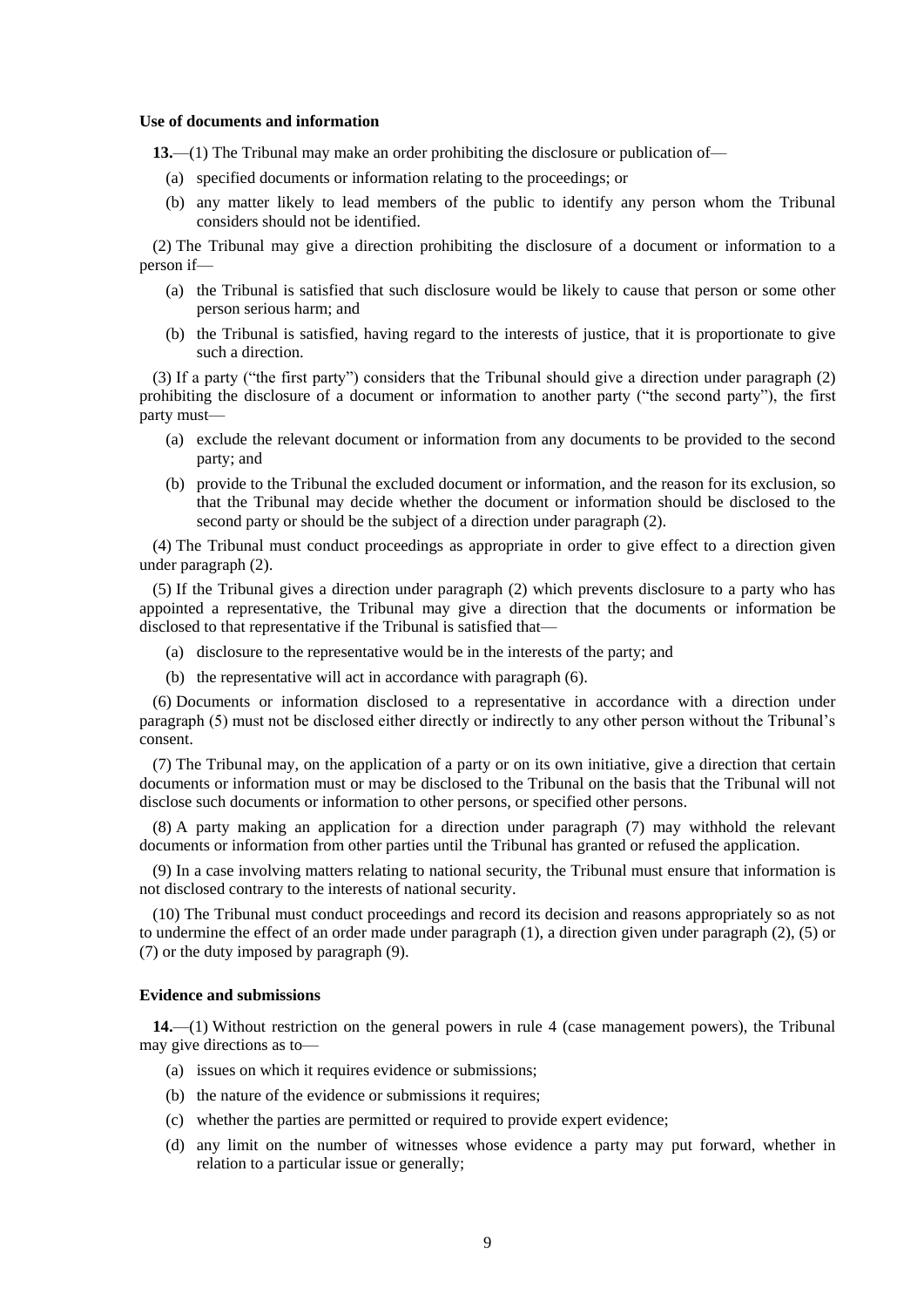**Use of documents and information**

**13.**—(1) The Tribunal may make an order prohibiting the disclosure or publication of—

(a) specified documents or information relating to the proceedings; or

(b) any matter likely to lead members of the public to identify any person whom the Tribunal considers should not be identified.

(2) The Tribunal may give a direction prohibiting the disclosure of a document or information to a person if—

(a) the Tribunal is satisfied that such disclosure would be likely to cause that person or some other person serious harm; and

(b) the Tribunal is satisfied, having regard to the interests of justice, that it is proportionate to give such a direction.

(3) If a party ("the first party") considers that the Tribunal should give a direction under paragraph (2) prohibiting the disclosure of a document or information to another party ("the second party"), the first party must—

(a) exclude the relevant document or information from any documents to be provided to the second party; and

(b) provide to the Tribunal the excluded document or information, and the reason for its exclusion, so that the Tribunal may decide whether the document or information should be disclosed to the second party or should be the subject of a direction under paragraph (2).

(4) The Tribunal must conduct proceedings as appropriate in order to give effect to a direction given under paragraph (2).

(5) If the Tribunal gives a direction under paragraph (2) which prevents disclosure to a party who has appointed a representative, the Tribunal may give a direction that the documents or information be disclosed to that representative if the Tribunal is satisfied that—

(a) disclosure to the representative would be in the interests of the party; and

(b) the representative will act in accordance with paragraph (6).

(6) Documents or information disclosed to a representative in accordance with a direction under paragraph (5) must not be disclosed either directly or indirectly to any other person without the Tribunal's consent.

(7) The Tribunal may, on the application of a party or on its own initiative, give a direction that certain documents or information must or may be disclosed to the Tribunal on the basis that the Tribunal will not disclose such documents or information to other persons, or specified other persons.

(8) A party making an application for a direction under paragraph (7) may withhold the relevant documents or information from other parties until the Tribunal has granted or refused the application.

(9) In a case involving matters relating to national security, the Tribunal must ensure that information is not disclosed contrary to the interests of national security.

(10) The Tribunal must conduct proceedings and record its decision and reasons appropriately so as not to undermine the effect of an order made under paragraph (1), a direction given under paragraph (2), (5) or (7) or the duty imposed by paragraph (9).

**Evidence and submissions**

**14.**—(1) Without restriction on the general powers in rule 4 (case management powers), the Tribunal may give directions as to—

(a) issues on which it requires evidence or submissions;

(b) the nature of the evidence or submissions it requires;

(c) whether the parties are permitted or required to provide expert evidence;

(d) any limit on the number of witnesses whose evidence a party may put forward, whether in relation to a particular issue or generally;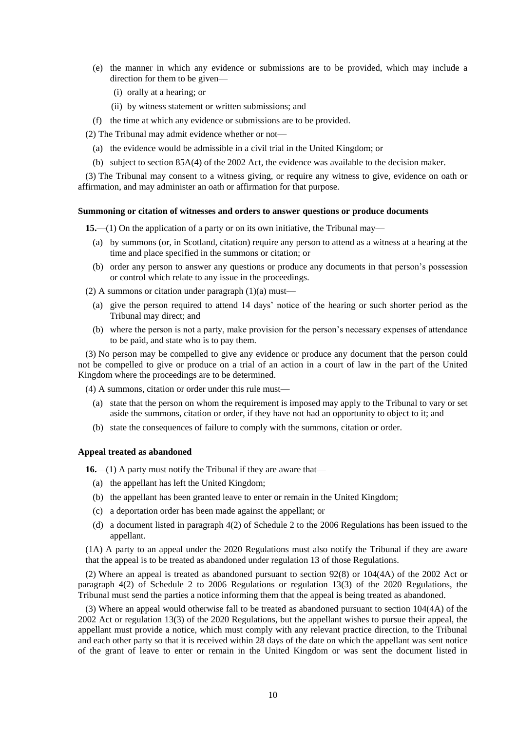(e) the manner in which any evidence or submissions are to be provided, which may include a direction for them to be given—

(i) orally at a hearing; or

(ii) by witness statement or written submissions; and

(f) the time at which any evidence or submissions are to be provided.

(2) The Tribunal may admit evidence whether or not—

(a) the evidence would be admissible in a civil trial in the United Kingdom; or

(b) subject to section 85A(4) of the 2002 Act, the evidence was available to the decision maker.

(3) The Tribunal may consent to a witness giving, or require any witness to give, evidence on oath or affirmation, and may administer an oath or affirmation for that purpose.

**Summoning or citation of witnesses and orders to answer questions or produce documents**

**15.**—(1) On the application of a party or on its own initiative, the Tribunal may—

(a) by summons (or, in Scotland, citation) require any person to attend as a witness at a hearing at the time and place specified in the summons or citation; or

(b) order any person to answer any questions or produce any documents in that person's possession or control which relate to any issue in the proceedings.

(2) A summons or citation under paragraph (1)(a) must—

(a) give the person required to attend 14 days' notice of the hearing or such shorter period as the Tribunal may direct; and

(b) where the person is not a party, make provision for the person's necessary expenses of attendance to be paid, and state who is to pay them.

(3) No person may be compelled to give any evidence or produce any document that the person could not be compelled to give or produce on a trial of an action in a court of law in the part of the United Kingdom where the proceedings are to be determined.

(4) A summons, citation or order under this rule must—

(a) state that the person on whom the requirement is imposed may apply to the Tribunal to vary or set aside the summons, citation or order, if they have not had an opportunity to object to it; and

(b) state the consequences of failure to comply with the summons, citation or order.

**Appeal treated as abandoned**

**16.**—(1) A party must notify the Tribunal if they are aware that—

(a) the appellant has left the United Kingdom;

(b) the appellant has been granted leave to enter or remain in the United Kingdom;

(c) a deportation order has been made against the appellant; or

(d) a document listed in paragraph 4(2) of Schedule 2 to the 2006 Regulations has been issued to the appellant.

(1A) A party to an appeal under the 2020 Regulations must also notify the Tribunal if they are aware that the appeal is to be treated as abandoned under regulation 13 of those Regulations.

(2) Where an appeal is treated as abandoned pursuant to section 92(8) or 104(4A) of the 2002 Act or paragraph 4(2) of Schedule 2 to 2006 Regulations or regulation 13(3) of the 2020 Regulations, the Tribunal must send the parties a notice informing them that the appeal is being treated as abandoned.

(3) Where an appeal would otherwise fall to be treated as abandoned pursuant to section 104(4A) of the 2002 Act or regulation 13(3) of the 2020 Regulations, but the appellant wishes to pursue their appeal, the appellant must provide a notice, which must comply with any relevant practice direction, to the Tribunal and each other party so that it is received within 28 days of the date on which the appellant was sent notice of the grant of leave to enter or remain in the United Kingdom or was sent the document listed in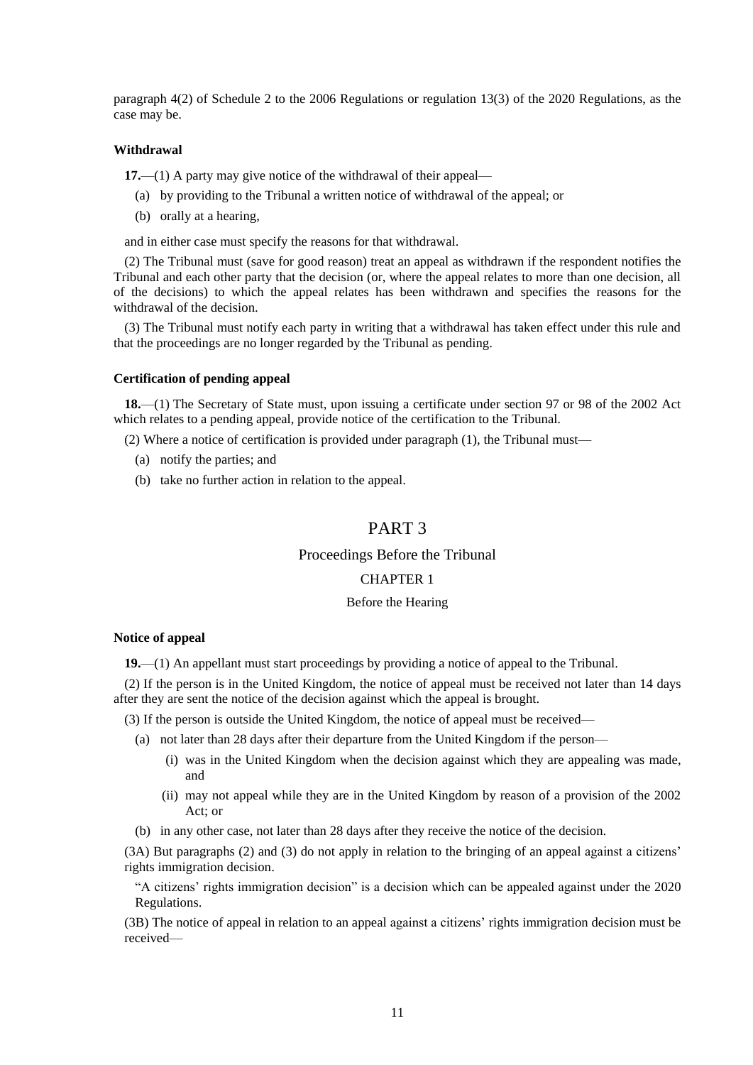paragraph 4(2) of Schedule 2 to the 2006 Regulations or regulation 13(3) of the 2020 Regulations, as the case may be.

#### Withdrawal

**17.**—(1) A party may give notice of the withdrawal of their appeal—

(a) by providing to the Tribunal a written notice of withdrawal of the appeal; or

(b) orally at a hearing,

and in either case must specify the reasons for that withdrawal.

(2) The Tribunal must (save for good reason) treat an appeal as withdrawn if the respondent notifies the Tribunal and each other party that the decision (or, where the appeal relates to more than one decision, all of the decisions) to which the appeal relates has been withdrawn and specifies the reasons for the withdrawal of the decision.

(3) The Tribunal must notify each party in writing that a withdrawal has taken effect under this rule and that the proceedings are no longer regarded by the Tribunal as pending.

#### Certification of pending appeal

**18.**—(1) The Secretary of State must, upon issuing a certificate under section 97 or 98 of the 2002 Act which relates to a pending appeal, provide notice of the certification to the Tribunal.

(2) Where a notice of certification is provided under paragraph (1), the Tribunal must—

(a) notify the parties; and

(b) take no further action in relation to the appeal.

# PART 3

## Proceedings Before the Tribunal

### CHAPTER 1

### Before the Hearing

#### Notice of appeal

**19.**—(1) An appellant must start proceedings by providing a notice of appeal to the Tribunal.

(2) If the person is in the United Kingdom, the notice of appeal must be received not later than 14 days after they are sent the notice of the decision against which the appeal is brought.

(3) If the person is outside the United Kingdom, the notice of appeal must be received—

(a) not later than 28 days after their departure from the United Kingdom if the person—

(i) was in the United Kingdom when the decision against which they are appealing was made, and

(ii) may not appeal while they are in the United Kingdom by reason of a provision of the 2002 Act; or

(b) in any other case, not later than 28 days after they receive the notice of the decision.

(3A) But paragraphs (2) and (3) do not apply in relation to the bringing of an appeal against a citizens' rights immigration decision.

"A citizens' rights immigration decision" is a decision which can be appealed against under the 2020 Regulations.

(3B) The notice of appeal in relation to an appeal against a citizens' rights immigration decision must be received—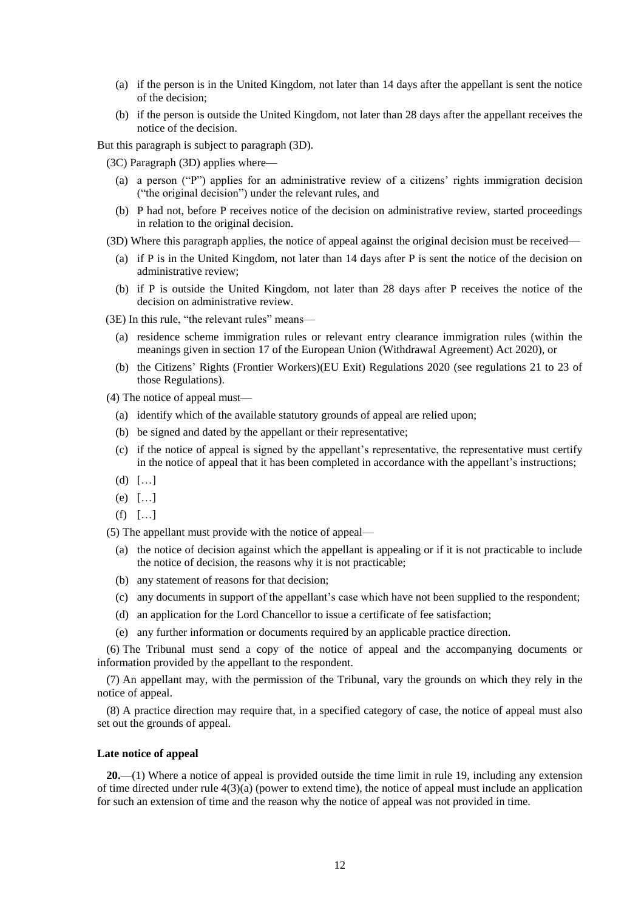(a) if the person is in the United Kingdom, not later than 14 days after the appellant is sent the notice of the decision;

(b) if the person is outside the United Kingdom, not later than 28 days after the appellant receives the notice of the decision.

But this paragraph is subject to paragraph (3D).

(3C) Paragraph (3D) applies where—

(a) a person ("P") applies for an administrative review of a citizens' rights immigration decision ("the original decision") under the relevant rules, and

(b) P had not, before P receives notice of the decision on administrative review, started proceedings in relation to the original decision.

(3D) Where this paragraph applies, the notice of appeal against the original decision must be received—

(a) if P is in the United Kingdom, not later than 14 days after P is sent the notice of the decision on administrative review;

(b) if P is outside the United Kingdom, not later than 28 days after P receives the notice of the decision on administrative review.

(3E) In this rule, "the relevant rules" means—

(a) residence scheme immigration rules or relevant entry clearance immigration rules (within the meanings given in section 17 of the European Union (Withdrawal Agreement) Act 2020), or

(b) the Citizens' Rights (Frontier Workers)(EU Exit) Regulations 2020 (see regulations 21 to 23 of those Regulations).

(4) The notice of appeal must—

(a) identify which of the available statutory grounds of appeal are relied upon;

(b) be signed and dated by the appellant or their representative;

(c) if the notice of appeal is signed by the appellant's representative, the representative must certify in the notice of appeal that it has been completed in accordance with the appellant's instructions;

(d) […]

(e) […]

(f) […]

(5) The appellant must provide with the notice of appeal—

(a) the notice of decision against which the appellant is appealing or if it is not practicable to include the notice of decision, the reasons why it is not practicable;

(b) any statement of reasons for that decision;

(c) any documents in support of the appellant's case which have not been supplied to the respondent;

(d) an application for the Lord Chancellor to issue a certificate of fee satisfaction;

(e) any further information or documents required by an applicable practice direction.

(6) The Tribunal must send a copy of the notice of appeal and the accompanying documents or information provided by the appellant to the respondent.

(7) An appellant may, with the permission of the Tribunal, vary the grounds on which they rely in the notice of appeal.

(8) A practice direction may require that, in a specified category of case, the notice of appeal must also set out the grounds of appeal.

**Late notice of appeal**

**20.**—(1) Where a notice of appeal is provided outside the time limit in rule 19, including any extension of time directed under rule 4(3)(a) (power to extend time), the notice of appeal must include an application for such an extension of time and the reason why the notice of appeal was not provided in time.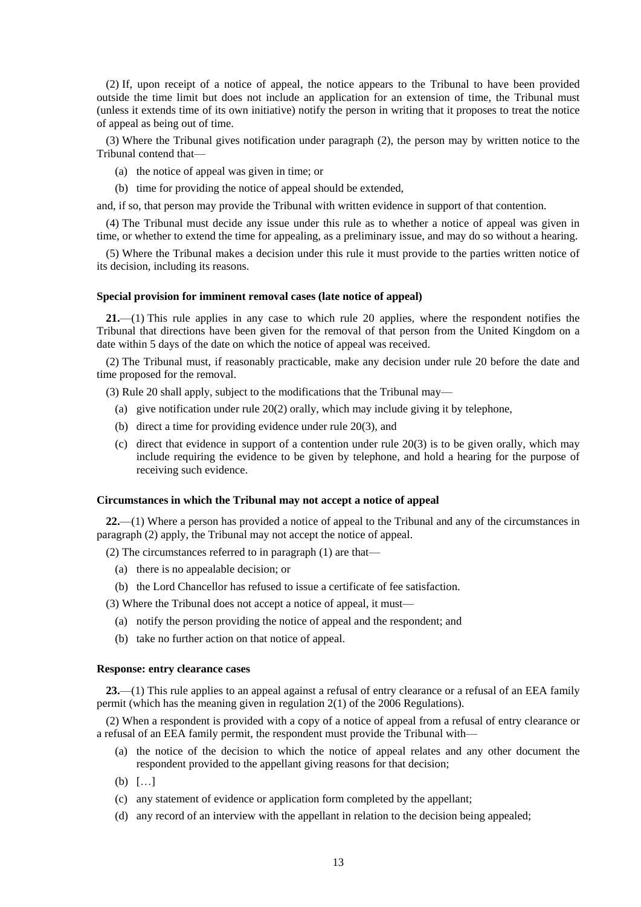(2) If, upon receipt of a notice of appeal, the notice appears to the Tribunal to have been provided outside the time limit but does not include an application for an extension of time, the Tribunal must (unless it extends time of its own initiative) notify the person in writing that it proposes to treat the notice of appeal as being out of time.

(3) Where the Tribunal gives notification under paragraph (2), the person may by written notice to the Tribunal contend that—

- (a) the notice of appeal was given in time; or
- (b) time for providing the notice of appeal should be extended,

and, if so, that person may provide the Tribunal with written evidence in support of that contention.

(4) The Tribunal must decide any issue under this rule as to whether a notice of appeal was given in time, or whether to extend the time for appealing, as a preliminary issue, and may do so without a hearing.

(5) Where the Tribunal makes a decision under this rule it must provide to the parties written notice of its decision, including its reasons.

**Special provision for imminent removal cases (late notice of appeal)**

**21.**—(1) This rule applies in any case to which rule 20 applies, where the respondent notifies the Tribunal that directions have been given for the removal of that person from the United Kingdom on a date within 5 days of the date on which the notice of appeal was received.

(2) The Tribunal must, if reasonably practicable, make any decision under rule 20 before the date and time proposed for the removal.

(3) Rule 20 shall apply, subject to the modifications that the Tribunal may—

- (a) give notification under rule 20(2) orally, which may include giving it by telephone,
- (b) direct a time for providing evidence under rule 20(3), and
- (c) direct that evidence in support of a contention under rule 20(3) is to be given orally, which may include requiring the evidence to be given by telephone, and hold a hearing for the purpose of receiving such evidence.

**Circumstances in which the Tribunal may not accept a notice of appeal**

**22.**—(1) Where a person has provided a notice of appeal to the Tribunal and any of the circumstances in paragraph (2) apply, the Tribunal may not accept the notice of appeal.

(2) The circumstances referred to in paragraph (1) are that—

- (a) there is no appealable decision; or
- (b) the Lord Chancellor has refused to issue a certificate of fee satisfaction.

(3) Where the Tribunal does not accept a notice of appeal, it must—

- (a) notify the person providing the notice of appeal and the respondent; and
- (b) take no further action on that notice of appeal.

**Response: entry clearance cases**

**23.**—(1) This rule applies to an appeal against a refusal of entry clearance or a refusal of an EEA family permit (which has the meaning given in regulation 2(1) of the 2006 Regulations).

(2) When a respondent is provided with a copy of a notice of appeal from a refusal of entry clearance or a refusal of an EEA family permit, the respondent must provide the Tribunal with—

- (a) the notice of the decision to which the notice of appeal relates and any other document the respondent provided to the appellant giving reasons for that decision;
- (b) […]
- (c) any statement of evidence or application form completed by the appellant;
- (d) any record of an interview with the appellant in relation to the decision being appealed;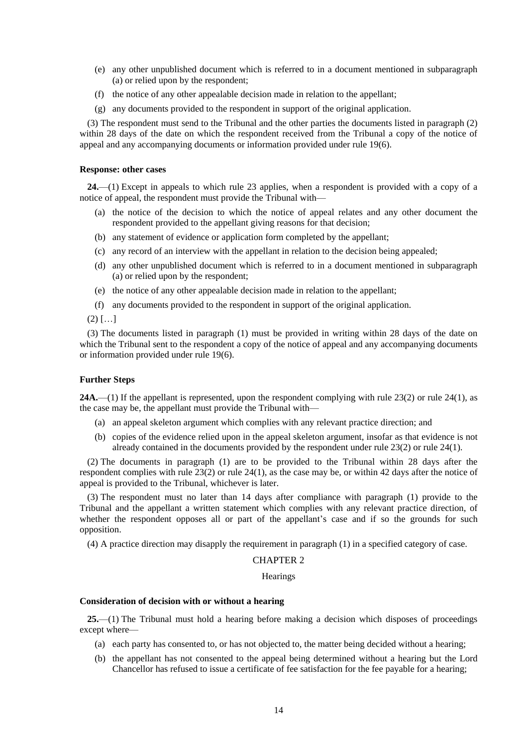(e) any other unpublished document which is referred to in a document mentioned in subparagraph (a) or relied upon by the respondent;

(f) the notice of any other appealable decision made in relation to the appellant;

(g) any documents provided to the respondent in support of the original application.

(3) The respondent must send to the Tribunal and the other parties the documents listed in paragraph (2) within 28 days of the date on which the respondent received from the Tribunal a copy of the notice of appeal and any accompanying documents or information provided under rule 19(6).

**Response: other cases**

**24.**—(1) Except in appeals to which rule 23 applies, when a respondent is provided with a copy of a notice of appeal, the respondent must provide the Tribunal with—

(a) the notice of the decision to which the notice of appeal relates and any other document the respondent provided to the appellant giving reasons for that decision;

(b) any statement of evidence or application form completed by the appellant;

(c) any record of an interview with the appellant in relation to the decision being appealed;

(d) any other unpublished document which is referred to in a document mentioned in subparagraph (a) or relied upon by the respondent;

(e) the notice of any other appealable decision made in relation to the appellant;

(f) any documents provided to the respondent in support of the original application.

(2) […]

(3) The documents listed in paragraph (1) must be provided in writing within 28 days of the date on which the Tribunal sent to the respondent a copy of the notice of appeal and any accompanying documents or information provided under rule 19(6).

**Further Steps**

**24A.**—(1) If the appellant is represented, upon the respondent complying with rule 23(2) or rule 24(1), as the case may be, the appellant must provide the Tribunal with—

(a) an appeal skeleton argument which complies with any relevant practice direction; and

(b) copies of the evidence relied upon in the appeal skeleton argument, insofar as that evidence is not already contained in the documents provided by the respondent under rule 23(2) or rule 24(1).

(2) The documents in paragraph (1) are to be provided to the Tribunal within 28 days after the respondent complies with rule 23(2) or rule 24(1), as the case may be, or within 42 days after the notice of appeal is provided to the Tribunal, whichever is later.

(3) The respondent must no later than 14 days after compliance with paragraph (1) provide to the Tribunal and the appellant a written statement which complies with any relevant practice direction, of whether the respondent opposes all or part of the appellant's case and if so the grounds for such opposition.

(4) A practice direction may disapply the requirement in paragraph (1) in a specified category of case.

## CHAPTER 2

### Hearings

**Consideration of decision with or without a hearing**

**25.**—(1) The Tribunal must hold a hearing before making a decision which disposes of proceedings except where—

(a) each party has consented to, or has not objected to, the matter being decided without a hearing;

(b) the appellant has not consented to the appeal being determined without a hearing but the Lord Chancellor has refused to issue a certificate of fee satisfaction for the fee payable for a hearing;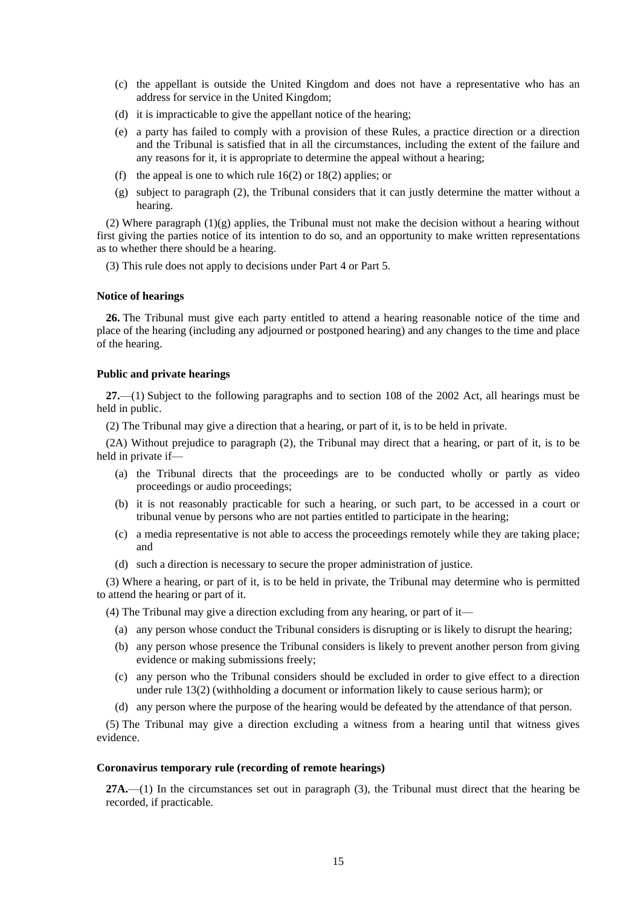(c) the appellant is outside the United Kingdom and does not have a representative who has an address for service in the United Kingdom;

(d) it is impracticable to give the appellant notice of the hearing;

(e) a party has failed to comply with a provision of these Rules, a practice direction or a direction and the Tribunal is satisfied that in all the circumstances, including the extent of the failure and any reasons for it, it is appropriate to determine the appeal without a hearing;

(f) the appeal is one to which rule 16(2) or 18(2) applies; or

(g) subject to paragraph (2), the Tribunal considers that it can justly determine the matter without a hearing.

(2) Where paragraph (1)(g) applies, the Tribunal must not make the decision without a hearing without first giving the parties notice of its intention to do so, and an opportunity to make written representations as to whether there should be a hearing.

(3) This rule does not apply to decisions under Part 4 or Part 5.

**Notice of hearings**

**26.** The Tribunal must give each party entitled to attend a hearing reasonable notice of the time and place of the hearing (including any adjourned or postponed hearing) and any changes to the time and place of the hearing.

**Public and private hearings**

**27.**—(1) Subject to the following paragraphs and to section 108 of the 2002 Act, all hearings must be held in public.

(2) The Tribunal may give a direction that a hearing, or part of it, is to be held in private.

(2A) Without prejudice to paragraph (2), the Tribunal may direct that a hearing, or part of it, is to be held in private if—

(a) the Tribunal directs that the proceedings are to be conducted wholly or partly as video proceedings or audio proceedings;

(b) it is not reasonably practicable for such a hearing, or such part, to be accessed in a court or tribunal venue by persons who are not parties entitled to participate in the hearing;

(c) a media representative is not able to access the proceedings remotely while they are taking place; and

(d) such a direction is necessary to secure the proper administration of justice.

(3) Where a hearing, or part of it, is to be held in private, the Tribunal may determine who is permitted to attend the hearing or part of it.

(4) The Tribunal may give a direction excluding from any hearing, or part of it—

(a) any person whose conduct the Tribunal considers is disrupting or is likely to disrupt the hearing;

(b) any person whose presence the Tribunal considers is likely to prevent another person from giving evidence or making submissions freely;

(c) any person who the Tribunal considers should be excluded in order to give effect to a direction under rule 13(2) (withholding a document or information likely to cause serious harm); or

(d) any person where the purpose of the hearing would be defeated by the attendance of that person.

(5) The Tribunal may give a direction excluding a witness from a hearing until that witness gives evidence.

**Coronavirus temporary rule (recording of remote hearings)**

**27A.**—(1) In the circumstances set out in paragraph (3), the Tribunal must direct that the hearing be recorded, if practicable.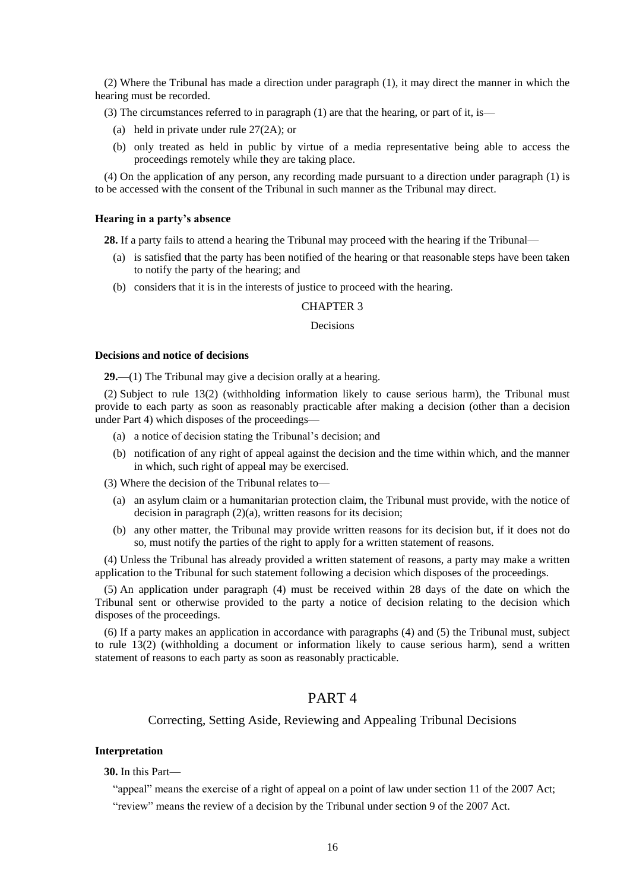(2) Where the Tribunal has made a direction under paragraph (1), it may direct the manner in which the hearing must be recorded.

(3) The circumstances referred to in paragraph (1) are that the hearing, or part of it, is—

- (a) held in private under rule 27(2A); or
- (b) only treated as held in public by virtue of a media representative being able to access the proceedings remotely while they are taking place.

(4) On the application of any person, any recording made pursuant to a direction under paragraph (1) is to be accessed with the consent of the Tribunal in such manner as the Tribunal may direct.

#### Hearing in a party's absence

**28.** If a party fails to attend a hearing the Tribunal may proceed with the hearing if the Tribunal—

- (a) is satisfied that the party has been notified of the hearing or that reasonable steps have been taken to notify the party of the hearing; and
- (b) considers that it is in the interests of justice to proceed with the hearing.

## CHAPTER 3

### Decisions

#### Decisions and notice of decisions

**29.**—(1) The Tribunal may give a decision orally at a hearing.

(2) Subject to rule 13(2) (withholding information likely to cause serious harm), the Tribunal must provide to each party as soon as reasonably practicable after making a decision (other than a decision under Part 4) which disposes of the proceedings—

- (a) a notice of decision stating the Tribunal's decision; and
- (b) notification of any right of appeal against the decision and the time within which, and the manner in which, such right of appeal may be exercised.

(3) Where the decision of the Tribunal relates to—

- (a) an asylum claim or a humanitarian protection claim, the Tribunal must provide, with the notice of decision in paragraph (2)(a), written reasons for its decision;
- (b) any other matter, the Tribunal may provide written reasons for its decision but, if it does not do so, must notify the parties of the right to apply for a written statement of reasons.

(4) Unless the Tribunal has already provided a written statement of reasons, a party may make a written application to the Tribunal for such statement following a decision which disposes of the proceedings.

(5) An application under paragraph (4) must be received within 28 days of the date on which the Tribunal sent or otherwise provided to the party a notice of decision relating to the decision which disposes of the proceedings.

(6) If a party makes an application in accordance with paragraphs (4) and (5) the Tribunal must, subject to rule 13(2) (withholding a document or information likely to cause serious harm), send a written statement of reasons to each party as soon as reasonably practicable.

## PART 4

### Correcting, Setting Aside, Reviewing and Appealing Tribunal Decisions

#### Interpretation

**30.** In this Part—

"appeal" means the exercise of a right of appeal on a point of law under section 11 of the 2007 Act;

"review" means the review of a decision by the Tribunal under section 9 of the 2007 Act.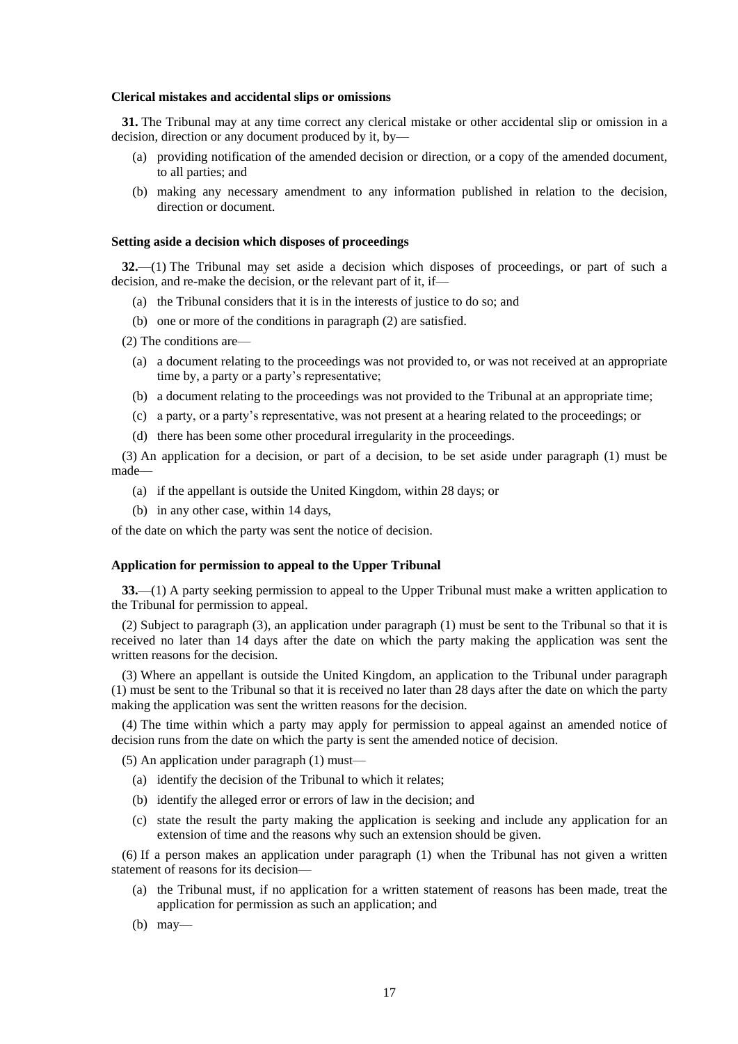**Clerical mistakes and accidental slips or omissions**

**31.** The Tribunal may at any time correct any clerical mistake or other accidental slip or omission in a decision, direction or any document produced by it, by—

(a) providing notification of the amended decision or direction, or a copy of the amended document, to all parties; and

(b) making any necessary amendment to any information published in relation to the decision, direction or document.

**Setting aside a decision which disposes of proceedings**

**32.**—(1) The Tribunal may set aside a decision which disposes of proceedings, or part of such a decision, and re-make the decision, or the relevant part of it, if—

(a) the Tribunal considers that it is in the interests of justice to do so; and

(b) one or more of the conditions in paragraph (2) are satisfied.

(2) The conditions are—

(a) a document relating to the proceedings was not provided to, or was not received at an appropriate time by, a party or a party's representative;

(b) a document relating to the proceedings was not provided to the Tribunal at an appropriate time;

(c) a party, or a party's representative, was not present at a hearing related to the proceedings; or

(d) there has been some other procedural irregularity in the proceedings.

(3) An application for a decision, or part of a decision, to be set aside under paragraph (1) must be made—

(a) if the appellant is outside the United Kingdom, within 28 days; or

(b) in any other case, within 14 days,

of the date on which the party was sent the notice of decision.

**Application for permission to appeal to the Upper Tribunal**

**33.**—(1) A party seeking permission to appeal to the Upper Tribunal must make a written application to the Tribunal for permission to appeal.

(2) Subject to paragraph (3), an application under paragraph (1) must be sent to the Tribunal so that it is received no later than 14 days after the date on which the party making the application was sent the written reasons for the decision.

(3) Where an appellant is outside the United Kingdom, an application to the Tribunal under paragraph (1) must be sent to the Tribunal so that it is received no later than 28 days after the date on which the party making the application was sent the written reasons for the decision.

(4) The time within which a party may apply for permission to appeal against an amended notice of decision runs from the date on which the party is sent the amended notice of decision.

(5) An application under paragraph (1) must—

(a) identify the decision of the Tribunal to which it relates;

(b) identify the alleged error or errors of law in the decision; and

(c) state the result the party making the application is seeking and include any application for an extension of time and the reasons why such an extension should be given.

(6) If a person makes an application under paragraph (1) when the Tribunal has not given a written statement of reasons for its decision—

(a) the Tribunal must, if no application for a written statement of reasons has been made, treat the application for permission as such an application; and

(b) may—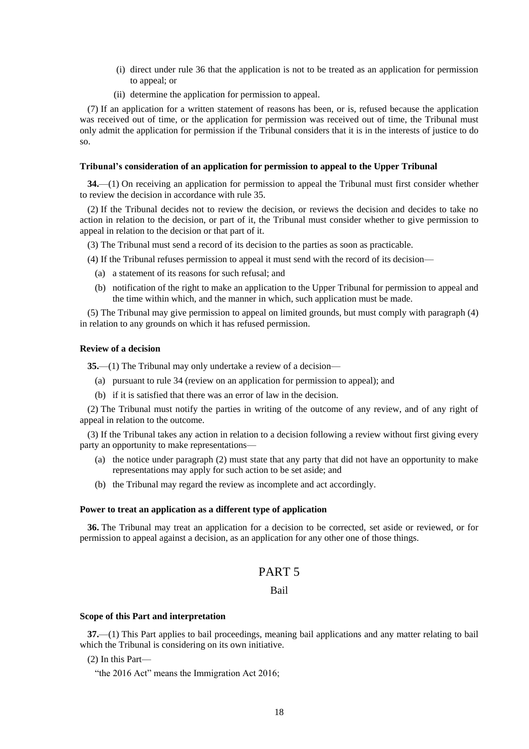(i) direct under rule 36 that the application is not to be treated as an application for permission to appeal; or

(ii) determine the application for permission to appeal.

(7) If an application for a written statement of reasons has been, or is, refused because the application was received out of time, or the application for permission was received out of time, the Tribunal must only admit the application for permission if the Tribunal considers that it is in the interests of justice to do so.

**Tribunal's consideration of an application for permission to appeal to the Upper Tribunal**

**34.**—(1) On receiving an application for permission to appeal the Tribunal must first consider whether to review the decision in accordance with rule 35.

(2) If the Tribunal decides not to review the decision, or reviews the decision and decides to take no action in relation to the decision, or part of it, the Tribunal must consider whether to give permission to appeal in relation to the decision or that part of it.

(3) The Tribunal must send a record of its decision to the parties as soon as practicable.

(4) If the Tribunal refuses permission to appeal it must send with the record of its decision—

(a) a statement of its reasons for such refusal; and

(b) notification of the right to make an application to the Upper Tribunal for permission to appeal and the time within which, and the manner in which, such application must be made.

(5) The Tribunal may give permission to appeal on limited grounds, but must comply with paragraph (4) in relation to any grounds on which it has refused permission.

**Review of a decision**

**35.**—(1) The Tribunal may only undertake a review of a decision—

(a) pursuant to rule 34 (review on an application for permission to appeal); and

(b) if it is satisfied that there was an error of law in the decision.

(2) The Tribunal must notify the parties in writing of the outcome of any review, and of any right of appeal in relation to the outcome.

(3) If the Tribunal takes any action in relation to a decision following a review without first giving every party an opportunity to make representations—

(a) the notice under paragraph (2) must state that any party that did not have an opportunity to make representations may apply for such action to be set aside; and

(b) the Tribunal may regard the review as incomplete and act accordingly.

**Power to treat an application as a different type of application**

**36.** The Tribunal may treat an application for a decision to be corrected, set aside or reviewed, or for permission to appeal against a decision, as an application for any other one of those things.

## PART 5

### Bail

**Scope of this Part and interpretation**

**37.**—(1) This Part applies to bail proceedings, meaning bail applications and any matter relating to bail which the Tribunal is considering on its own initiative.

(2) In this Part—

"the 2016 Act" means the Immigration Act 2016;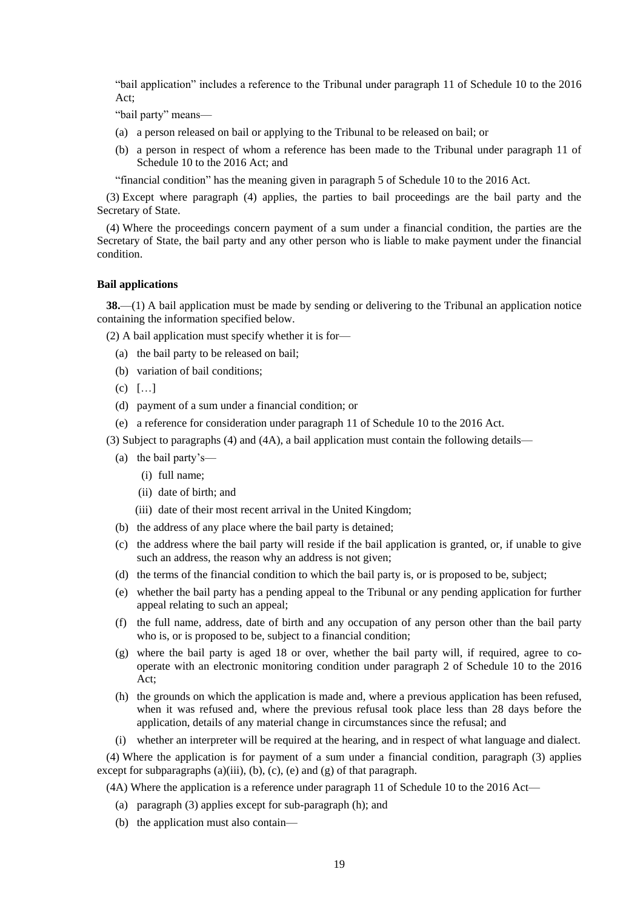"bail application" includes a reference to the Tribunal under paragraph 11 of Schedule 10 to the 2016 Act;

"bail party" means—

(a) a person released on bail or applying to the Tribunal to be released on bail; or

(b) a person in respect of whom a reference has been made to the Tribunal under paragraph 11 of Schedule 10 to the 2016 Act; and

"financial condition" has the meaning given in paragraph 5 of Schedule 10 to the 2016 Act.

(3) Except where paragraph (4) applies, the parties to bail proceedings are the bail party and the Secretary of State.

(4) Where the proceedings concern payment of a sum under a financial condition, the parties are the Secretary of State, the bail party and any other person who is liable to make payment under the financial condition.

**Bail applications**

**38.**—(1) A bail application must be made by sending or delivering to the Tribunal an application notice containing the information specified below.

(2) A bail application must specify whether it is for—

(a) the bail party to be released on bail;

(b) variation of bail conditions;

(c) […]

(d) payment of a sum under a financial condition; or

(e) a reference for consideration under paragraph 11 of Schedule 10 to the 2016 Act.

(3) Subject to paragraphs (4) and (4A), a bail application must contain the following details—

(a) the bail party's—

(i) full name;

(ii) date of birth; and

(iii) date of their most recent arrival in the United Kingdom;

(b) the address of any place where the bail party is detained;

(c) the address where the bail party will reside if the bail application is granted, or, if unable to give such an address, the reason why an address is not given;

(d) the terms of the financial condition to which the bail party is, or is proposed to be, subject;

(e) whether the bail party has a pending appeal to the Tribunal or any pending application for further appeal relating to such an appeal;

(f) the full name, address, date of birth and any occupation of any person other than the bail party who is, or is proposed to be, subject to a financial condition;

(g) where the bail party is aged 18 or over, whether the bail party will, if required, agree to co-operate with an electronic monitoring condition under paragraph 2 of Schedule 10 to the 2016 Act;

(h) the grounds on which the application is made and, where a previous application has been refused, when it was refused and, where the previous refusal took place less than 28 days before the application, details of any material change in circumstances since the refusal; and

(i) whether an interpreter will be required at the hearing, and in respect of what language and dialect.

(4) Where the application is for payment of a sum under a financial condition, paragraph (3) applies except for subparagraphs (a)(iii), (b), (c), (e) and (g) of that paragraph.

(4A) Where the application is a reference under paragraph 11 of Schedule 10 to the 2016 Act—

(a) paragraph (3) applies except for sub-paragraph (h); and

(b) the application must also contain—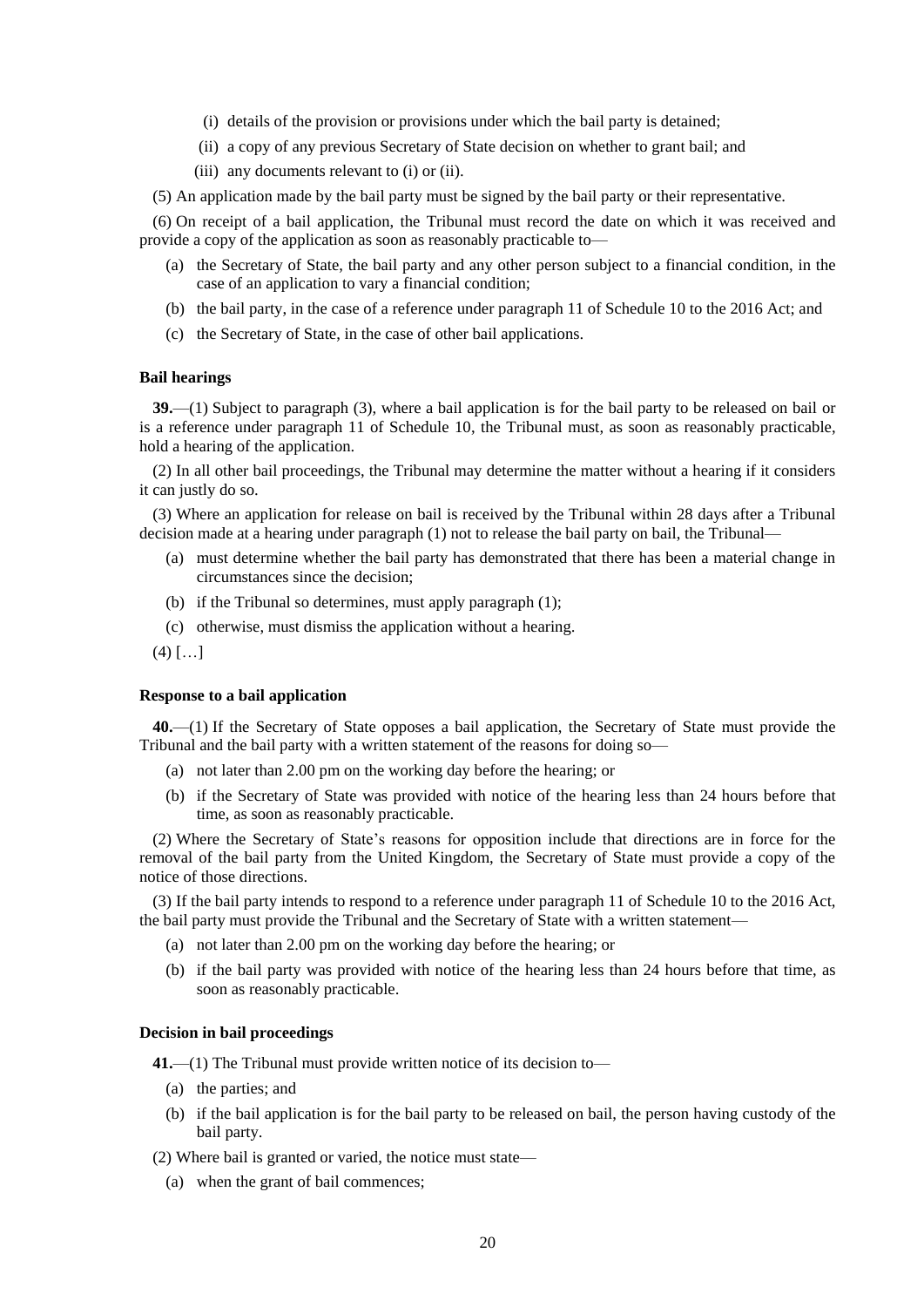(i) details of the provision or provisions under which the bail party is detained;

(ii) a copy of any previous Secretary of State decision on whether to grant bail; and

(iii) any documents relevant to (i) or (ii).

(5) An application made by the bail party must be signed by the bail party or their representative.

(6) On receipt of a bail application, the Tribunal must record the date on which it was received and provide a copy of the application as soon as reasonably practicable to—

(a) the Secretary of State, the bail party and any other person subject to a financial condition, in the case of an application to vary a financial condition;

(b) the bail party, in the case of a reference under paragraph 11 of Schedule 10 to the 2016 Act; and

(c) the Secretary of State, in the case of other bail applications.

**Bail hearings**

**39.**—(1) Subject to paragraph (3), where a bail application is for the bail party to be released on bail or is a reference under paragraph 11 of Schedule 10, the Tribunal must, as soon as reasonably practicable, hold a hearing of the application.

(2) In all other bail proceedings, the Tribunal may determine the matter without a hearing if it considers it can justly do so.

(3) Where an application for release on bail is received by the Tribunal within 28 days after a Tribunal decision made at a hearing under paragraph (1) not to release the bail party on bail, the Tribunal—

(a) must determine whether the bail party has demonstrated that there has been a material change in circumstances since the decision;

(b) if the Tribunal so determines, must apply paragraph (1);

(c) otherwise, must dismiss the application without a hearing.

(4) […]

**Response to a bail application**

**40.**—(1) If the Secretary of State opposes a bail application, the Secretary of State must provide the Tribunal and the bail party with a written statement of the reasons for doing so—

(a) not later than 2.00 pm on the working day before the hearing; or

(b) if the Secretary of State was provided with notice of the hearing less than 24 hours before that time, as soon as reasonably practicable.

(2) Where the Secretary of State's reasons for opposition include that directions are in force for the removal of the bail party from the United Kingdom, the Secretary of State must provide a copy of the notice of those directions.

(3) If the bail party intends to respond to a reference under paragraph 11 of Schedule 10 to the 2016 Act, the bail party must provide the Tribunal and the Secretary of State with a written statement—

(a) not later than 2.00 pm on the working day before the hearing; or

(b) if the bail party was provided with notice of the hearing less than 24 hours before that time, as soon as reasonably practicable.

**Decision in bail proceedings**

**41.**—(1) The Tribunal must provide written notice of its decision to—

(a) the parties; and

(b) if the bail application is for the bail party to be released on bail, the person having custody of the bail party.

(2) Where bail is granted or varied, the notice must state—

(a) when the grant of bail commences;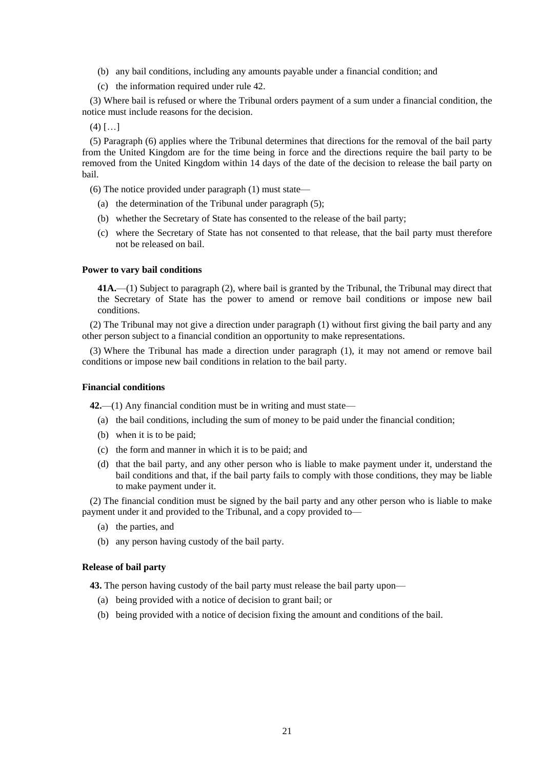(b) any bail conditions, including any amounts payable under a financial condition; and

(c) the information required under rule 42.

(3) Where bail is refused or where the Tribunal orders payment of a sum under a financial condition, the notice must include reasons for the decision.

(4) […]

(5) Paragraph (6) applies where the Tribunal determines that directions for the removal of the bail party from the United Kingdom are for the time being in force and the directions require the bail party to be removed from the United Kingdom within 14 days of the date of the decision to release the bail party on bail.

(6) The notice provided under paragraph (1) must state—

(a) the determination of the Tribunal under paragraph (5);

(b) whether the Secretary of State has consented to the release of the bail party;

(c) where the Secretary of State has not consented to that release, that the bail party must therefore not be released on bail.

**Power to vary bail conditions**

**41A.**—(1) Subject to paragraph (2), where bail is granted by the Tribunal, the Tribunal may direct that the Secretary of State has the power to amend or remove bail conditions or impose new bail conditions.

(2) The Tribunal may not give a direction under paragraph (1) without first giving the bail party and any other person subject to a financial condition an opportunity to make representations.

(3) Where the Tribunal has made a direction under paragraph (1), it may not amend or remove bail conditions or impose new bail conditions in relation to the bail party.

**Financial conditions**

**42.**—(1) Any financial condition must be in writing and must state—

(a) the bail conditions, including the sum of money to be paid under the financial condition;

(b) when it is to be paid;

(c) the form and manner in which it is to be paid; and

(d) that the bail party, and any other person who is liable to make payment under it, understand the bail conditions and that, if the bail party fails to comply with those conditions, they may be liable to make payment under it.

(2) The financial condition must be signed by the bail party and any other person who is liable to make payment under it and provided to the Tribunal, and a copy provided to—

(a) the parties, and

(b) any person having custody of the bail party.

**Release of bail party**

**43.** The person having custody of the bail party must release the bail party upon—

(a) being provided with a notice of decision to grant bail; or

(b) being provided with a notice of decision fixing the amount and conditions of the bail.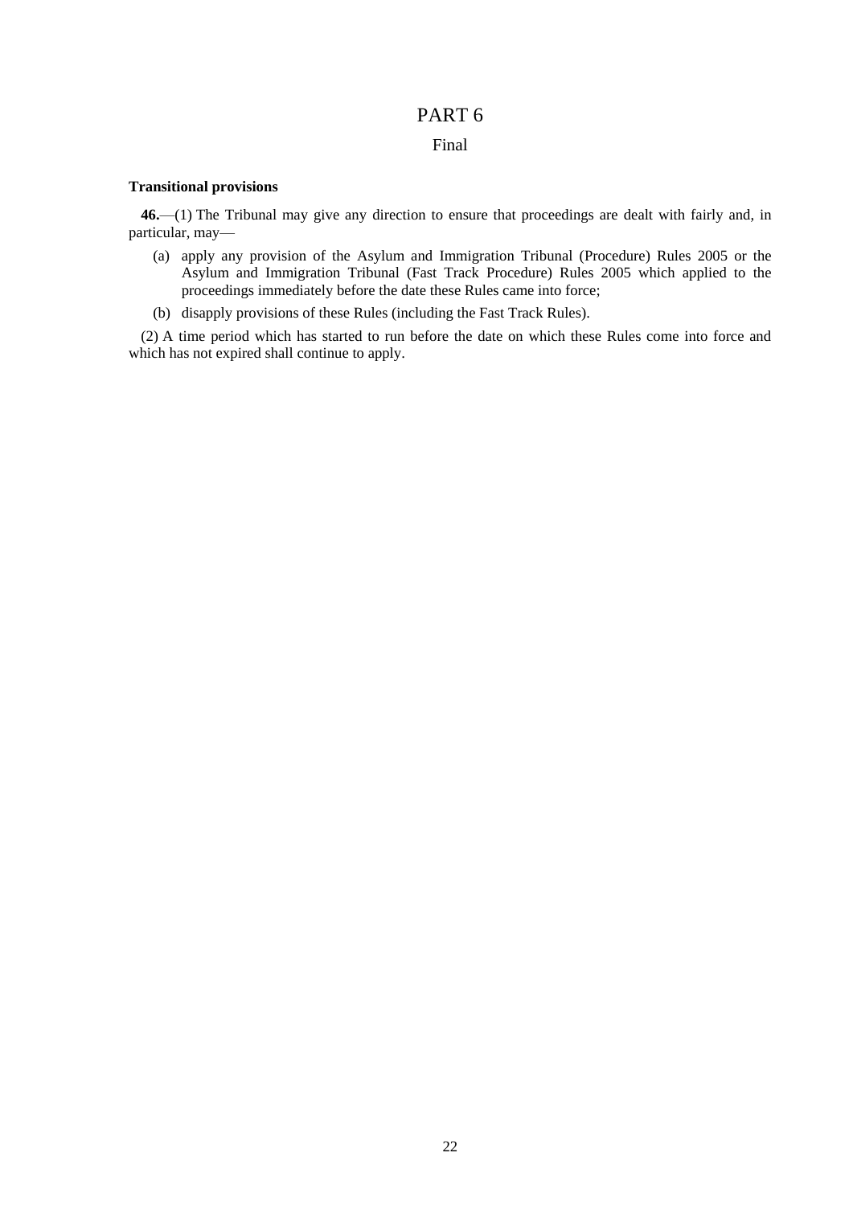# PART 6

## Final

### Transitional provisions

**46.**—(1) The Tribunal may give any direction to ensure that proceedings are dealt with fairly and, in particular, may—

(a) apply any provision of the Asylum and Immigration Tribunal (Procedure) Rules 2005 or the Asylum and Immigration Tribunal (Fast Track Procedure) Rules 2005 which applied to the proceedings immediately before the date these Rules came into force;

(b) disapply provisions of these Rules (including the Fast Track Rules).

(2) A time period which has started to run before the date on which these Rules come into force and which has not expired shall continue to apply.